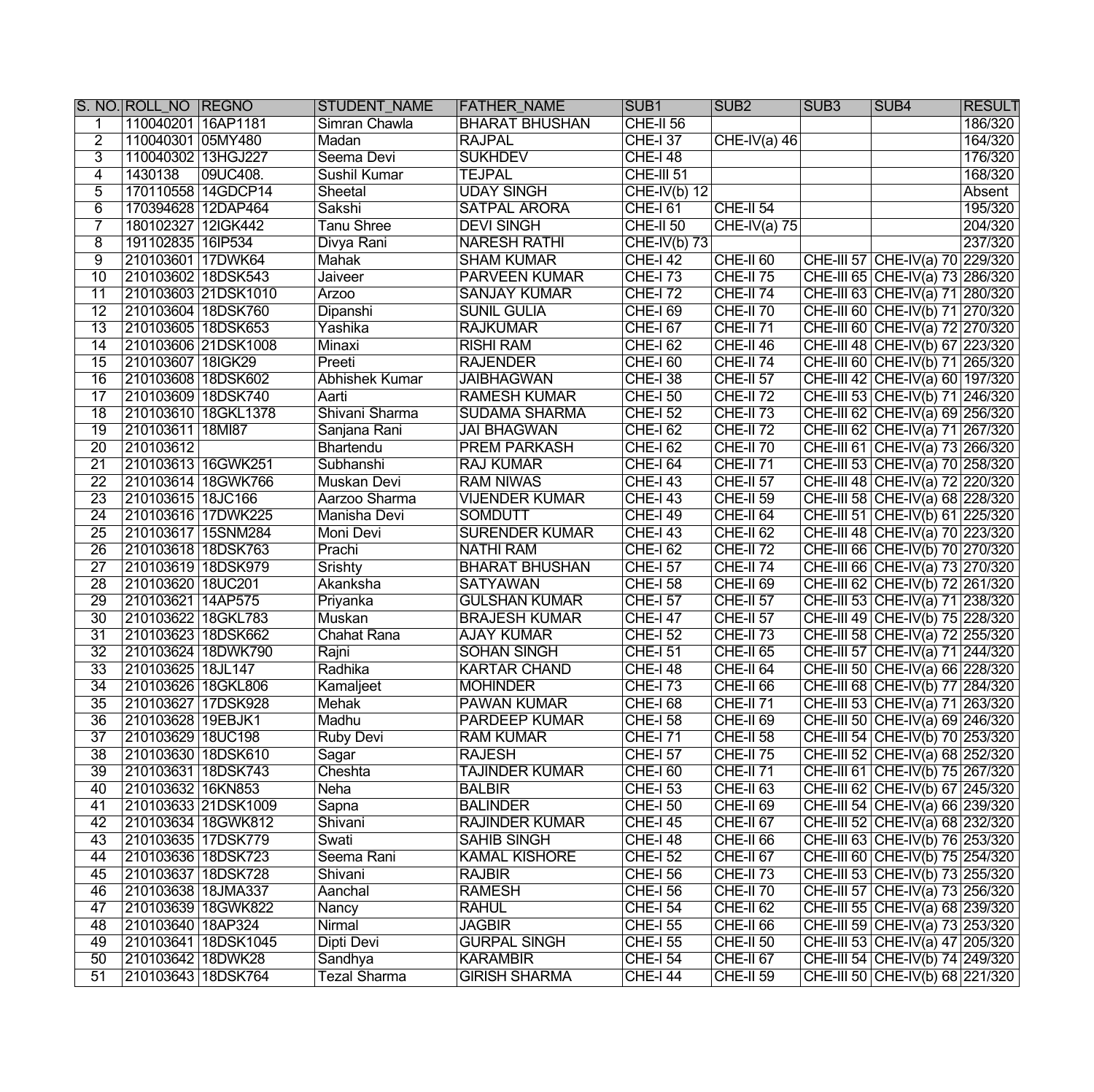| S. NO. | ROLL_NO | REGNO | STUDENT_NAME | FATHER_NAME | SUB1 | SUB2 | SUB3 | SUB4 | RESULT |
|---|---|---|---|---|---|---|---|---|---|
| 1 | 110040201 | 16AP1181 | Simran Chawla | BHARAT BHUSHAN | CHE-II 56 | | | | 186/320 |
| 2 | 110040301 | 05MY480 | Madan | RAJPAL | CHE-I 37 | CHE-IV(a) 46 | | | 164/320 |
| 3 | 110040302 | 13HGJ227 | Seema Devi | SUKHDEV | CHE-I 48 | | | | 176/320 |
| 4 | 1430138 | 09UC408. | Sushil Kumar | TEJPAL | CHE-III 51 | | | | 168/320 |
| 5 | 170110558 | 14GDCP14 | Sheetal | UDAY SINGH | CHE-IV(b) 12 | | | | Absent |
| 6 | 170394628 | 12DAP464 | Sakshi | SATPAL ARORA | CHE-I 61 | CHE-II 54 | | | 195/320 |
| 7 | 180102327 | 12IGK442 | Tanu Shree | DEVI SINGH | CHE-II 50 | CHE-IV(a) 75 | | | 204/320 |
| 8 | 191102835 | 16IP534 | Divya Rani | NARESH RATHI | CHE-IV(b) 73 | | | | 237/320 |
| 9 | 210103601 | 17DWK64 | Mahak | SHAM KUMAR | CHE-I 42 | CHE-II 60 | CHE-III 57 | CHE-IV(a) 70 | 229/320 |
| 10 | 210103602 | 18DSK543 | Jaiveer | PARVEEN KUMAR | CHE-I 73 | CHE-II 75 | CHE-III 65 | CHE-IV(a) 73 | 286/320 |
| 11 | 210103603 | 21DSK1010 | Arzoo | SANJAY KUMAR | CHE-I 72 | CHE-II 74 | CHE-III 63 | CHE-IV(a) 71 | 280/320 |
| 12 | 210103604 | 18DSK760 | Dipanshi | SUNIL GULIA | CHE-I 69 | CHE-II 70 | CHE-III 60 | CHE-IV(b) 71 | 270/320 |
| 13 | 210103605 | 18DSK653 | Yashika | RAJKUMAR | CHE-I 67 | CHE-II 71 | CHE-III 60 | CHE-IV(a) 72 | 270/320 |
| 14 | 210103606 | 21DSK1008 | Minaxi | RISHI RAM | CHE-I 62 | CHE-II 46 | CHE-III 48 | CHE-IV(b) 67 | 223/320 |
| 15 | 210103607 | 18IGK29 | Preeti | RAJENDER | CHE-I 60 | CHE-II 74 | CHE-III 60 | CHE-IV(b) 71 | 265/320 |
| 16 | 210103608 | 18DSK602 | Abhishek Kumar | JAIBHAGWAN | CHE-I 38 | CHE-II 57 | CHE-III 42 | CHE-IV(a) 60 | 197/320 |
| 17 | 210103609 | 18DSK740 | Aarti | RAMESH KUMAR | CHE-I 50 | CHE-II 72 | CHE-III 53 | CHE-IV(b) 71 | 246/320 |
| 18 | 210103610 | 18GKL1378 | Shivani Sharma | SUDAMA SHARMA | CHE-I 52 | CHE-II 73 | CHE-III 62 | CHE-IV(a) 69 | 256/320 |
| 19 | 210103611 | 18MI87 | Sanjana Rani | JAI BHAGWAN | CHE-I 62 | CHE-II 72 | CHE-III 62 | CHE-IV(a) 71 | 267/320 |
| 20 | 210103612 | | Bhartendu | PREM PARKASH | CHE-I 62 | CHE-II 70 | CHE-III 61 | CHE-IV(a) 73 | 266/320 |
| 21 | 210103613 | 16GWK251 | Subhanshi | RAJ KUMAR | CHE-I 64 | CHE-II 71 | CHE-III 53 | CHE-IV(a) 70 | 258/320 |
| 22 | 210103614 | 18GWK766 | Muskan Devi | RAM NIWAS | CHE-I 43 | CHE-II 57 | CHE-III 48 | CHE-IV(a) 72 | 220/320 |
| 23 | 210103615 | 18JC166 | Aarzoo Sharma | VIJENDER KUMAR | CHE-I 43 | CHE-II 59 | CHE-III 58 | CHE-IV(a) 68 | 228/320 |
| 24 | 210103616 | 17DWK225 | Manisha Devi | SOMDUTT | CHE-I 49 | CHE-II 64 | CHE-III 51 | CHE-IV(b) 61 | 225/320 |
| 25 | 210103617 | 15SNM284 | Moni Devi | SURENDER KUMAR | CHE-I 43 | CHE-II 62 | CHE-III 48 | CHE-IV(a) 70 | 223/320 |
| 26 | 210103618 | 18DSK763 | Prachi | NATHI RAM | CHE-I 62 | CHE-II 72 | CHE-III 66 | CHE-IV(b) 70 | 270/320 |
| 27 | 210103619 | 18DSK979 | Srishty | BHARAT BHUSHAN | CHE-I 57 | CHE-II 74 | CHE-III 66 | CHE-IV(a) 73 | 270/320 |
| 28 | 210103620 | 18UC201 | Akanksha | SATYAWAN | CHE-I 58 | CHE-II 69 | CHE-III 62 | CHE-IV(b) 72 | 261/320 |
| 29 | 210103621 | 14AP575 | Priyanka | GULSHAN KUMAR | CHE-I 57 | CHE-II 57 | CHE-III 53 | CHE-IV(a) 71 | 238/320 |
| 30 | 210103622 | 18GKL783 | Muskan | BRAJESH KUMAR | CHE-I 47 | CHE-II 57 | CHE-III 49 | CHE-IV(b) 75 | 228/320 |
| 31 | 210103623 | 18DSK662 | Chahat Rana | AJAY KUMAR | CHE-I 52 | CHE-II 73 | CHE-III 58 | CHE-IV(a) 72 | 255/320 |
| 32 | 210103624 | 18DWK790 | Rajni | SOHAN SINGH | CHE-I 51 | CHE-II 65 | CHE-III 57 | CHE-IV(a) 71 | 244/320 |
| 33 | 210103625 | 18JL147 | Radhika | KARTAR CHAND | CHE-I 48 | CHE-II 64 | CHE-III 50 | CHE-IV(a) 66 | 228/320 |
| 34 | 210103626 | 18GKL806 | Kamaljeet | MOHINDER | CHE-I 73 | CHE-II 66 | CHE-III 68 | CHE-IV(b) 77 | 284/320 |
| 35 | 210103627 | 17DSK928 | Mehak | PAWAN KUMAR | CHE-I 68 | CHE-II 71 | CHE-III 53 | CHE-IV(a) 71 | 263/320 |
| 36 | 210103628 | 19EBJK1 | Madhu | PARDEEP KUMAR | CHE-I 58 | CHE-II 69 | CHE-III 50 | CHE-IV(a) 69 | 246/320 |
| 37 | 210103629 | 18UC198 | Ruby Devi | RAM KUMAR | CHE-I 71 | CHE-II 58 | CHE-III 54 | CHE-IV(b) 70 | 253/320 |
| 38 | 210103630 | 18DSK610 | Sagar | RAJESH | CHE-I 57 | CHE-II 75 | CHE-III 52 | CHE-IV(a) 68 | 252/320 |
| 39 | 210103631 | 18DSK743 | Cheshta | TAJINDER KUMAR | CHE-I 60 | CHE-II 71 | CHE-III 61 | CHE-IV(b) 75 | 267/320 |
| 40 | 210103632 | 16KN853 | Neha | BALBIR | CHE-I 53 | CHE-II 63 | CHE-III 62 | CHE-IV(b) 67 | 245/320 |
| 41 | 210103633 | 21DSK1009 | Sapna | BALINDER | CHE-I 50 | CHE-II 69 | CHE-III 54 | CHE-IV(a) 66 | 239/320 |
| 42 | 210103634 | 18GWK812 | Shivani | RAJINDER KUMAR | CHE-I 45 | CHE-II 67 | CHE-III 52 | CHE-IV(a) 68 | 232/320 |
| 43 | 210103635 | 17DSK779 | Swati | SAHIB SINGH | CHE-I 48 | CHE-II 66 | CHE-III 63 | CHE-IV(b) 76 | 253/320 |
| 44 | 210103636 | 18DSK723 | Seema Rani | KAMAL KISHORE | CHE-I 52 | CHE-II 67 | CHE-III 60 | CHE-IV(b) 75 | 254/320 |
| 45 | 210103637 | 18DSK728 | Shivani | RAJBIR | CHE-I 56 | CHE-II 73 | CHE-III 53 | CHE-IV(b) 73 | 255/320 |
| 46 | 210103638 | 18JMA337 | Aanchal | RAMESH | CHE-I 56 | CHE-II 70 | CHE-III 57 | CHE-IV(b) 73 | 256/320 |
| 47 | 210103639 | 18GWK822 | Nancy | RAHUL | CHE-I 54 | CHE-II 62 | CHE-III 55 | CHE-IV(a) 68 | 239/320 |
| 48 | 210103640 | 18AP324 | Nirmal | JAGBIR | CHE-I 55 | CHE-II 66 | CHE-III 59 | CHE-IV(a) 73 | 253/320 |
| 49 | 210103641 | 18DSK1045 | Dipti Devi | GURPAL SINGH | CHE-I 55 | CHE-II 50 | CHE-III 53 | CHE-IV(a) 47 | 205/320 |
| 50 | 210103642 | 18DWK28 | Sandhya | KARAMBIR | CHE-I 54 | CHE-II 67 | CHE-III 54 | CHE-IV(b) 74 | 249/320 |
| 51 | 210103643 | 18DSK764 | Tezal Sharma | GIRISH SHARMA | CHE-I 44 | CHE-II 59 | CHE-III 50 | CHE-IV(b) 68 | 221/320 |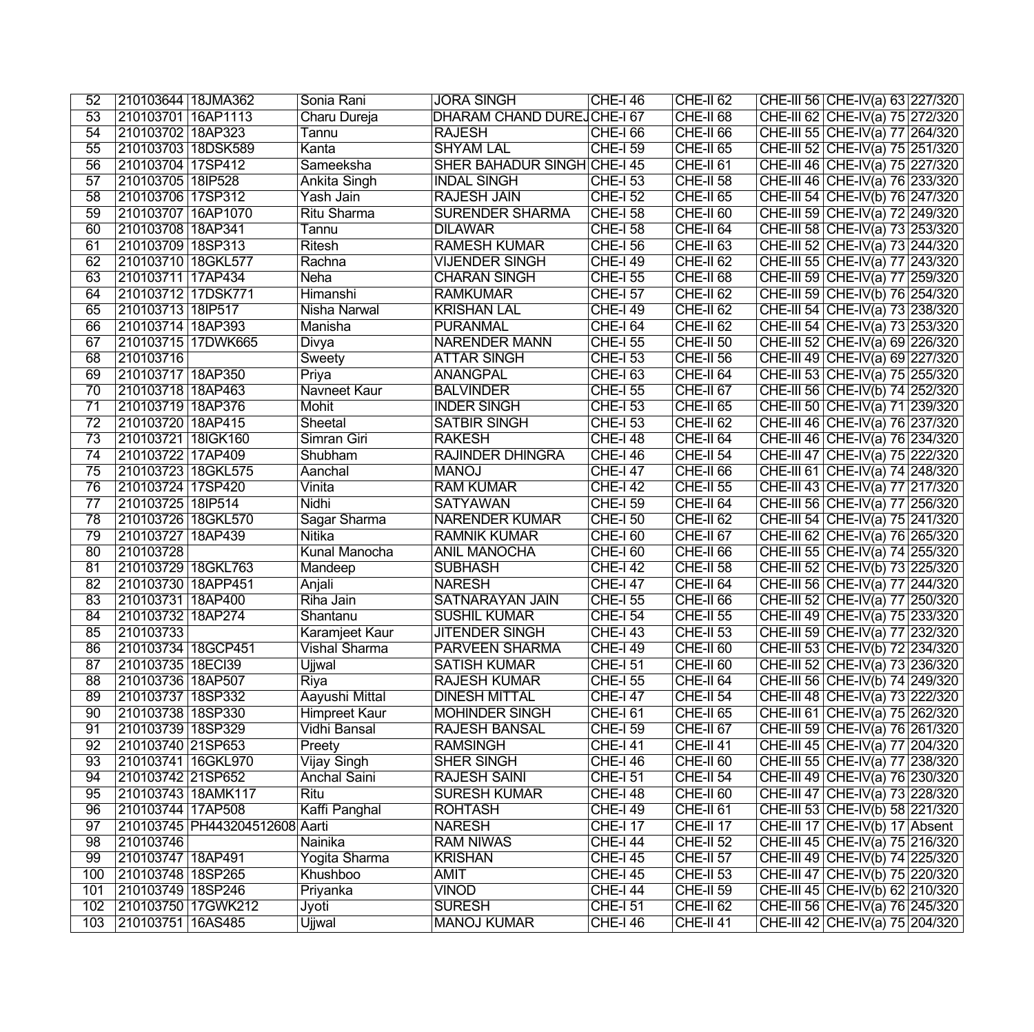| 52 | 210103644 | 18JMA362 | Sonia Rani | JORA SINGH | CHE-I 46 | CHE-II 62 | CHE-III 56 | CHE-IV(a) 63 | 227/320 |
|---|---|---|---|---|---|---|---|---|---|
| 53 | 210103701 | 16AP1113 | Charu Dureja | DHARAM CHAND DUREJ | CHE-I 67 | CHE-II 68 | CHE-III 62 | CHE-IV(a) 75 | 272/320 |
| 54 | 210103702 | 18AP323 | Tannu | RAJESH | CHE-I 66 | CHE-II 66 | CHE-III 55 | CHE-IV(a) 77 | 264/320 |
| 55 | 210103703 | 18DSK589 | Kanta | SHYAM LAL | CHE-I 59 | CHE-II 65 | CHE-III 52 | CHE-IV(a) 75 | 251/320 |
| 56 | 210103704 | 17SP412 | Sameeksha | SHER BAHADUR SINGH | CHE-I 45 | CHE-II 61 | CHE-III 46 | CHE-IV(a) 75 | 227/320 |
| 57 | 210103705 | 18IP528 | Ankita Singh | INDAL SINGH | CHE-I 53 | CHE-II 58 | CHE-III 46 | CHE-IV(a) 76 | 233/320 |
| 58 | 210103706 | 17SP312 | Yash Jain | RAJESH JAIN | CHE-I 52 | CHE-II 65 | CHE-III 54 | CHE-IV(b) 76 | 247/320 |
| 59 | 210103707 | 16AP1070 | Ritu Sharma | SURENDER SHARMA | CHE-I 58 | CHE-II 60 | CHE-III 59 | CHE-IV(a) 72 | 249/320 |
| 60 | 210103708 | 18AP341 | Tannu | DILAWAR | CHE-I 58 | CHE-II 64 | CHE-III 58 | CHE-IV(a) 73 | 253/320 |
| 61 | 210103709 | 18SP313 | Ritesh | RAMESH KUMAR | CHE-I 56 | CHE-II 63 | CHE-III 52 | CHE-IV(a) 73 | 244/320 |
| 62 | 210103710 | 18GKL577 | Rachna | VIJENDER SINGH | CHE-I 49 | CHE-II 62 | CHE-III 55 | CHE-IV(a) 77 | 243/320 |
| 63 | 210103711 | 17AP434 | Neha | CHARAN SINGH | CHE-I 55 | CHE-II 68 | CHE-III 59 | CHE-IV(a) 77 | 259/320 |
| 64 | 210103712 | 17DSK771 | Himanshi | RAMKUMAR | CHE-I 57 | CHE-II 62 | CHE-III 59 | CHE-IV(b) 76 | 254/320 |
| 65 | 210103713 | 18IP517 | Nisha Narwal | KRISHAN LAL | CHE-I 49 | CHE-II 62 | CHE-III 54 | CHE-IV(a) 73 | 238/320 |
| 66 | 210103714 | 18AP393 | Manisha | PURANMAL | CHE-I 64 | CHE-II 62 | CHE-III 54 | CHE-IV(a) 73 | 253/320 |
| 67 | 210103715 | 17DWK665 | Divya | NARENDER MANN | CHE-I 55 | CHE-II 50 | CHE-III 52 | CHE-IV(a) 69 | 226/320 |
| 68 | 210103716 | | Sweety | ATTAR SINGH | CHE-I 53 | CHE-II 56 | CHE-III 49 | CHE-IV(a) 69 | 227/320 |
| 69 | 210103717 | 18AP350 | Priya | ANANGPAL | CHE-I 63 | CHE-II 64 | CHE-III 53 | CHE-IV(a) 75 | 255/320 |
| 70 | 210103718 | 18AP463 | Navneet Kaur | BALVINDER | CHE-I 55 | CHE-II 67 | CHE-III 56 | CHE-IV(b) 74 | 252/320 |
| 71 | 210103719 | 18AP376 | Mohit | INDER SINGH | CHE-I 53 | CHE-II 65 | CHE-III 50 | CHE-IV(a) 71 | 239/320 |
| 72 | 210103720 | 18AP415 | Sheetal | SATBIR SINGH | CHE-I 53 | CHE-II 62 | CHE-III 46 | CHE-IV(a) 76 | 237/320 |
| 73 | 210103721 | 18IGK160 | Simran Giri | RAKESH | CHE-I 48 | CHE-II 64 | CHE-III 46 | CHE-IV(a) 76 | 234/320 |
| 74 | 210103722 | 17AP409 | Shubham | RAJINDER DHINGRA | CHE-I 46 | CHE-II 54 | CHE-III 47 | CHE-IV(a) 75 | 222/320 |
| 75 | 210103723 | 18GKL575 | Aanchal | MANOJ | CHE-I 47 | CHE-II 66 | CHE-III 61 | CHE-IV(a) 74 | 248/320 |
| 76 | 210103724 | 17SP420 | Vinita | RAM KUMAR | CHE-I 42 | CHE-II 55 | CHE-III 43 | CHE-IV(a) 77 | 217/320 |
| 77 | 210103725 | 18IP514 | Nidhi | SATYAWAN | CHE-I 59 | CHE-II 64 | CHE-III 56 | CHE-IV(a) 77 | 256/320 |
| 78 | 210103726 | 18GKL570 | Sagar Sharma | NARENDER KUMAR | CHE-I 50 | CHE-II 62 | CHE-III 54 | CHE-IV(a) 75 | 241/320 |
| 79 | 210103727 | 18AP439 | Nitika | RAMNIK KUMAR | CHE-I 60 | CHE-II 67 | CHE-III 62 | CHE-IV(a) 76 | 265/320 |
| 80 | 210103728 | | Kunal Manocha | ANIL MANOCHA | CHE-I 60 | CHE-II 66 | CHE-III 55 | CHE-IV(a) 74 | 255/320 |
| 81 | 210103729 | 18GKL763 | Mandeep | SUBHASH | CHE-I 42 | CHE-II 58 | CHE-III 52 | CHE-IV(b) 73 | 225/320 |
| 82 | 210103730 | 18APP451 | Anjali | NARESH | CHE-I 47 | CHE-II 64 | CHE-III 56 | CHE-IV(a) 77 | 244/320 |
| 83 | 210103731 | 18AP400 | Riha Jain | SATNARAYAN JAIN | CHE-I 55 | CHE-II 66 | CHE-III 52 | CHE-IV(a) 77 | 250/320 |
| 84 | 210103732 | 18AP274 | Shantanu | SUSHIL KUMAR | CHE-I 54 | CHE-II 55 | CHE-III 49 | CHE-IV(a) 75 | 233/320 |
| 85 | 210103733 | | Karamjeet Kaur | JITENDER SINGH | CHE-I 43 | CHE-II 53 | CHE-III 59 | CHE-IV(a) 77 | 232/320 |
| 86 | 210103734 | 18GCP451 | Vishal Sharma | PARVEEN SHARMA | CHE-I 49 | CHE-II 60 | CHE-III 53 | CHE-IV(b) 72 | 234/320 |
| 87 | 210103735 | 18ECI39 | Ujjwal | SATISH KUMAR | CHE-I 51 | CHE-II 60 | CHE-III 52 | CHE-IV(a) 73 | 236/320 |
| 88 | 210103736 | 18AP507 | Riya | RAJESH KUMAR | CHE-I 55 | CHE-II 64 | CHE-III 56 | CHE-IV(b) 74 | 249/320 |
| 89 | 210103737 | 18SP332 | Aayushi Mittal | DINESH MITTAL | CHE-I 47 | CHE-II 54 | CHE-III 48 | CHE-IV(a) 73 | 222/320 |
| 90 | 210103738 | 18SP330 | Himpreet Kaur | MOHINDER SINGH | CHE-I 61 | CHE-II 65 | CHE-III 61 | CHE-IV(a) 75 | 262/320 |
| 91 | 210103739 | 18SP329 | Vidhi Bansal | RAJESH BANSAL | CHE-I 59 | CHE-II 67 | CHE-III 59 | CHE-IV(a) 76 | 261/320 |
| 92 | 210103740 | 21SP653 | Preety | RAMSINGH | CHE-I 41 | CHE-II 41 | CHE-III 45 | CHE-IV(a) 77 | 204/320 |
| 93 | 210103741 | 16GKL970 | Vijay Singh | SHER SINGH | CHE-I 46 | CHE-II 60 | CHE-III 55 | CHE-IV(a) 77 | 238/320 |
| 94 | 210103742 | 21SP652 | Anchal Saini | RAJESH SAINI | CHE-I 51 | CHE-II 54 | CHE-III 49 | CHE-IV(a) 76 | 230/320 |
| 95 | 210103743 | 18AMK117 | Ritu | SURESH KUMAR | CHE-I 48 | CHE-II 60 | CHE-III 47 | CHE-IV(a) 73 | 228/320 |
| 96 | 210103744 | 17AP508 | Kaffi Panghal | ROHTASH | CHE-I 49 | CHE-II 61 | CHE-III 53 | CHE-IV(b) 58 | 221/320 |
| 97 | 210103745 | PH443204512608 | Aarti | NARESH | CHE-I 17 | CHE-II 17 | CHE-III 17 | CHE-IV(b) 17 | Absent |
| 98 | 210103746 | | Nainika | RAM NIWAS | CHE-I 44 | CHE-II 52 | CHE-III 45 | CHE-IV(a) 75 | 216/320 |
| 99 | 210103747 | 18AP491 | Yogita Sharma | KRISHAN | CHE-I 45 | CHE-II 57 | CHE-III 49 | CHE-IV(b) 74 | 225/320 |
| 100 | 210103748 | 18SP265 | Khushboo | AMIT | CHE-I 45 | CHE-II 53 | CHE-III 47 | CHE-IV(b) 75 | 220/320 |
| 101 | 210103749 | 18SP246 | Priyanka | VINOD | CHE-I 44 | CHE-II 59 | CHE-III 45 | CHE-IV(b) 62 | 210/320 |
| 102 | 210103750 | 17GWK212 | Jyoti | SURESH | CHE-I 51 | CHE-II 62 | CHE-III 56 | CHE-IV(a) 76 | 245/320 |
| 103 | 210103751 | 16AS485 | Ujjwal | MANOJ KUMAR | CHE-I 46 | CHE-II 41 | CHE-III 42 | CHE-IV(a) 75 | 204/320 |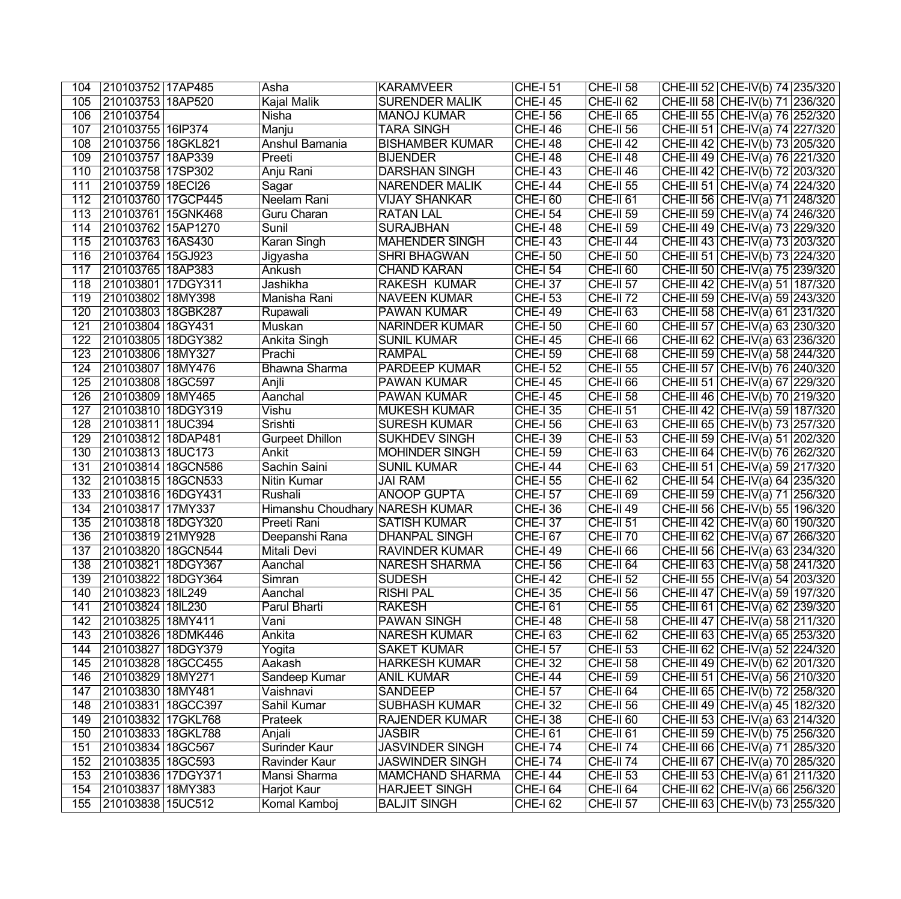| | | | | | | | | | |
|---|---|---|---|---|---|---|---|---|---|
| 104 | 210103752 | 17AP485 | Asha | KARAMVEER | CHE-I 51 | CHE-II 58 | CHE-III 52 | CHE-IV(b) 74 | 235/320 |
| 105 | 210103753 | 18AP520 | Kajal Malik | SURENDER MALIK | CHE-I 45 | CHE-II 62 | CHE-III 58 | CHE-IV(b) 71 | 236/320 |
| 106 | 210103754 | | Nisha | MANOJ KUMAR | CHE-I 56 | CHE-II 65 | CHE-III 55 | CHE-IV(a) 76 | 252/320 |
| 107 | 210103755 | 16IP374 | Manju | TARA SINGH | CHE-I 46 | CHE-II 56 | CHE-III 51 | CHE-IV(a) 74 | 227/320 |
| 108 | 210103756 | 18GKL821 | Anshul Bamania | BISHAMBER KUMAR | CHE-I 48 | CHE-II 42 | CHE-III 42 | CHE-IV(b) 73 | 205/320 |
| 109 | 210103757 | 18AP339 | Preeti | BIJENDER | CHE-I 48 | CHE-II 48 | CHE-III 49 | CHE-IV(a) 76 | 221/320 |
| 110 | 210103758 | 17SP302 | Anju Rani | DARSHAN SINGH | CHE-I 43 | CHE-II 46 | CHE-III 42 | CHE-IV(b) 72 | 203/320 |
| 111 | 210103759 | 18ECI26 | Sagar | NARENDER MALIK | CHE-I 44 | CHE-II 55 | CHE-III 51 | CHE-IV(a) 74 | 224/320 |
| 112 | 210103760 | 17GCP445 | Neelam Rani | VIJAY SHANKAR | CHE-I 60 | CHE-II 61 | CHE-III 56 | CHE-IV(a) 71 | 248/320 |
| 113 | 210103761 | 15GNK468 | Guru Charan | RATAN LAL | CHE-I 54 | CHE-II 59 | CHE-III 59 | CHE-IV(a) 74 | 246/320 |
| 114 | 210103762 | 15AP1270 | Sunil | SURAJBHAN | CHE-I 48 | CHE-II 59 | CHE-III 49 | CHE-IV(a) 73 | 229/320 |
| 115 | 210103763 | 16AS430 | Karan Singh | MAHENDER SINGH | CHE-I 43 | CHE-II 44 | CHE-III 43 | CHE-IV(a) 73 | 203/320 |
| 116 | 210103764 | 15GJ923 | Jigyasha | SHRI BHAGWAN | CHE-I 50 | CHE-II 50 | CHE-III 51 | CHE-IV(b) 73 | 224/320 |
| 117 | 210103765 | 18AP383 | Ankush | CHAND KARAN | CHE-I 54 | CHE-II 60 | CHE-III 50 | CHE-IV(a) 75 | 239/320 |
| 118 | 210103801 | 17DGY311 | Jashikha | RAKESH KUMAR | CHE-I 37 | CHE-II 57 | CHE-III 42 | CHE-IV(a) 51 | 187/320 |
| 119 | 210103802 | 18MY398 | Manisha Rani | NAVEEN KUMAR | CHE-I 53 | CHE-II 72 | CHE-III 59 | CHE-IV(a) 59 | 243/320 |
| 120 | 210103803 | 18GBK287 | Rupawali | PAWAN KUMAR | CHE-I 49 | CHE-II 63 | CHE-III 58 | CHE-IV(a) 61 | 231/320 |
| 121 | 210103804 | 18GY431 | Muskan | NARINDER KUMAR | CHE-I 50 | CHE-II 60 | CHE-III 57 | CHE-IV(a) 63 | 230/320 |
| 122 | 210103805 | 18DGY382 | Ankita Singh | SUNIL KUMAR | CHE-I 45 | CHE-II 66 | CHE-III 62 | CHE-IV(a) 63 | 236/320 |
| 123 | 210103806 | 18MY327 | Prachi | RAMPAL | CHE-I 59 | CHE-II 68 | CHE-III 59 | CHE-IV(a) 58 | 244/320 |
| 124 | 210103807 | 18MY476 | Bhawna Sharma | PARDEEP KUMAR | CHE-I 52 | CHE-II 55 | CHE-III 57 | CHE-IV(b) 76 | 240/320 |
| 125 | 210103808 | 18GC597 | Anjli | PAWAN KUMAR | CHE-I 45 | CHE-II 66 | CHE-III 51 | CHE-IV(a) 67 | 229/320 |
| 126 | 210103809 | 18MY465 | Aanchal | PAWAN KUMAR | CHE-I 45 | CHE-II 58 | CHE-III 46 | CHE-IV(b) 70 | 219/320 |
| 127 | 210103810 | 18DGY319 | Vishu | MUKESH KUMAR | CHE-I 35 | CHE-II 51 | CHE-III 42 | CHE-IV(a) 59 | 187/320 |
| 128 | 210103811 | 18UC394 | Srishti | SURESH KUMAR | CHE-I 56 | CHE-II 63 | CHE-III 65 | CHE-IV(b) 73 | 257/320 |
| 129 | 210103812 | 18DAP481 | Gurpeet Dhillon | SUKHDEV SINGH | CHE-I 39 | CHE-II 53 | CHE-III 59 | CHE-IV(a) 51 | 202/320 |
| 130 | 210103813 | 18UC173 | Ankit | MOHINDER SINGH | CHE-I 59 | CHE-II 63 | CHE-III 64 | CHE-IV(b) 76 | 262/320 |
| 131 | 210103814 | 18GCN586 | Sachin Saini | SUNIL KUMAR | CHE-I 44 | CHE-II 63 | CHE-III 51 | CHE-IV(a) 59 | 217/320 |
| 132 | 210103815 | 18GCN533 | Nitin Kumar | JAI RAM | CHE-I 55 | CHE-II 62 | CHE-III 54 | CHE-IV(a) 64 | 235/320 |
| 133 | 210103816 | 16DGY431 | Rushali | ANOOP GUPTA | CHE-I 57 | CHE-II 69 | CHE-III 59 | CHE-IV(a) 71 | 256/320 |
| 134 | 210103817 | 17MY337 | Himanshu Choudhary | NARESH KUMAR | CHE-I 36 | CHE-II 49 | CHE-III 56 | CHE-IV(b) 55 | 196/320 |
| 135 | 210103818 | 18DGY320 | Preeti Rani | SATISH KUMAR | CHE-I 37 | CHE-II 51 | CHE-III 42 | CHE-IV(a) 60 | 190/320 |
| 136 | 210103819 | 21MY928 | Deepanshi Rana | DHANPAL SINGH | CHE-I 67 | CHE-II 70 | CHE-III 62 | CHE-IV(a) 67 | 266/320 |
| 137 | 210103820 | 18GCN544 | Mitali Devi | RAVINDER KUMAR | CHE-I 49 | CHE-II 66 | CHE-III 56 | CHE-IV(a) 63 | 234/320 |
| 138 | 210103821 | 18DGY367 | Aanchal | NARESH SHARMA | CHE-I 56 | CHE-II 64 | CHE-III 63 | CHE-IV(a) 58 | 241/320 |
| 139 | 210103822 | 18DGY364 | Simran | SUDESH | CHE-I 42 | CHE-II 52 | CHE-III 55 | CHE-IV(a) 54 | 203/320 |
| 140 | 210103823 | 18IL249 | Aanchal | RISHI PAL | CHE-I 35 | CHE-II 56 | CHE-III 47 | CHE-IV(a) 59 | 197/320 |
| 141 | 210103824 | 18IL230 | Parul Bharti | RAKESH | CHE-I 61 | CHE-II 55 | CHE-III 61 | CHE-IV(a) 62 | 239/320 |
| 142 | 210103825 | 18MY411 | Vani | PAWAN SINGH | CHE-I 48 | CHE-II 58 | CHE-III 47 | CHE-IV(a) 58 | 211/320 |
| 143 | 210103826 | 18DMK446 | Ankita | NARESH KUMAR | CHE-I 63 | CHE-II 62 | CHE-III 63 | CHE-IV(a) 65 | 253/320 |
| 144 | 210103827 | 18DGY379 | Yogita | SAKET KUMAR | CHE-I 57 | CHE-II 53 | CHE-III 62 | CHE-IV(a) 52 | 224/320 |
| 145 | 210103828 | 18GCC455 | Aakash | HARKESH KUMAR | CHE-I 32 | CHE-II 58 | CHE-III 49 | CHE-IV(b) 62 | 201/320 |
| 146 | 210103829 | 18MY271 | Sandeep Kumar | ANIL KUMAR | CHE-I 44 | CHE-II 59 | CHE-III 51 | CHE-IV(a) 56 | 210/320 |
| 147 | 210103830 | 18MY481 | Vaishnavi | SANDEEP | CHE-I 57 | CHE-II 64 | CHE-III 65 | CHE-IV(b) 72 | 258/320 |
| 148 | 210103831 | 18GCC397 | Sahil Kumar | SUBHASH KUMAR | CHE-I 32 | CHE-II 56 | CHE-III 49 | CHE-IV(a) 45 | 182/320 |
| 149 | 210103832 | 17GKL768 | Prateek | RAJENDER KUMAR | CHE-I 38 | CHE-II 60 | CHE-III 53 | CHE-IV(a) 63 | 214/320 |
| 150 | 210103833 | 18GKL788 | Anjali | JASBIR | CHE-I 61 | CHE-II 61 | CHE-III 59 | CHE-IV(b) 75 | 256/320 |
| 151 | 210103834 | 18GC567 | Surinder Kaur | JASVINDER SINGH | CHE-I 74 | CHE-II 74 | CHE-III 66 | CHE-IV(a) 71 | 285/320 |
| 152 | 210103835 | 18GC593 | Ravinder Kaur | JASWINDER SINGH | CHE-I 74 | CHE-II 74 | CHE-III 67 | CHE-IV(a) 70 | 285/320 |
| 153 | 210103836 | 17DGY371 | Mansi Sharma | MAMCHAND SHARMA | CHE-I 44 | CHE-II 53 | CHE-III 53 | CHE-IV(a) 61 | 211/320 |
| 154 | 210103837 | 18MY383 | Harjot Kaur | HARJEET SINGH | CHE-I 64 | CHE-II 64 | CHE-III 62 | CHE-IV(a) 66 | 256/320 |
| 155 | 210103838 | 15UC512 | Komal Kamboj | BALJIT SINGH | CHE-I 62 | CHE-II 57 | CHE-III 63 | CHE-IV(b) 73 | 255/320 |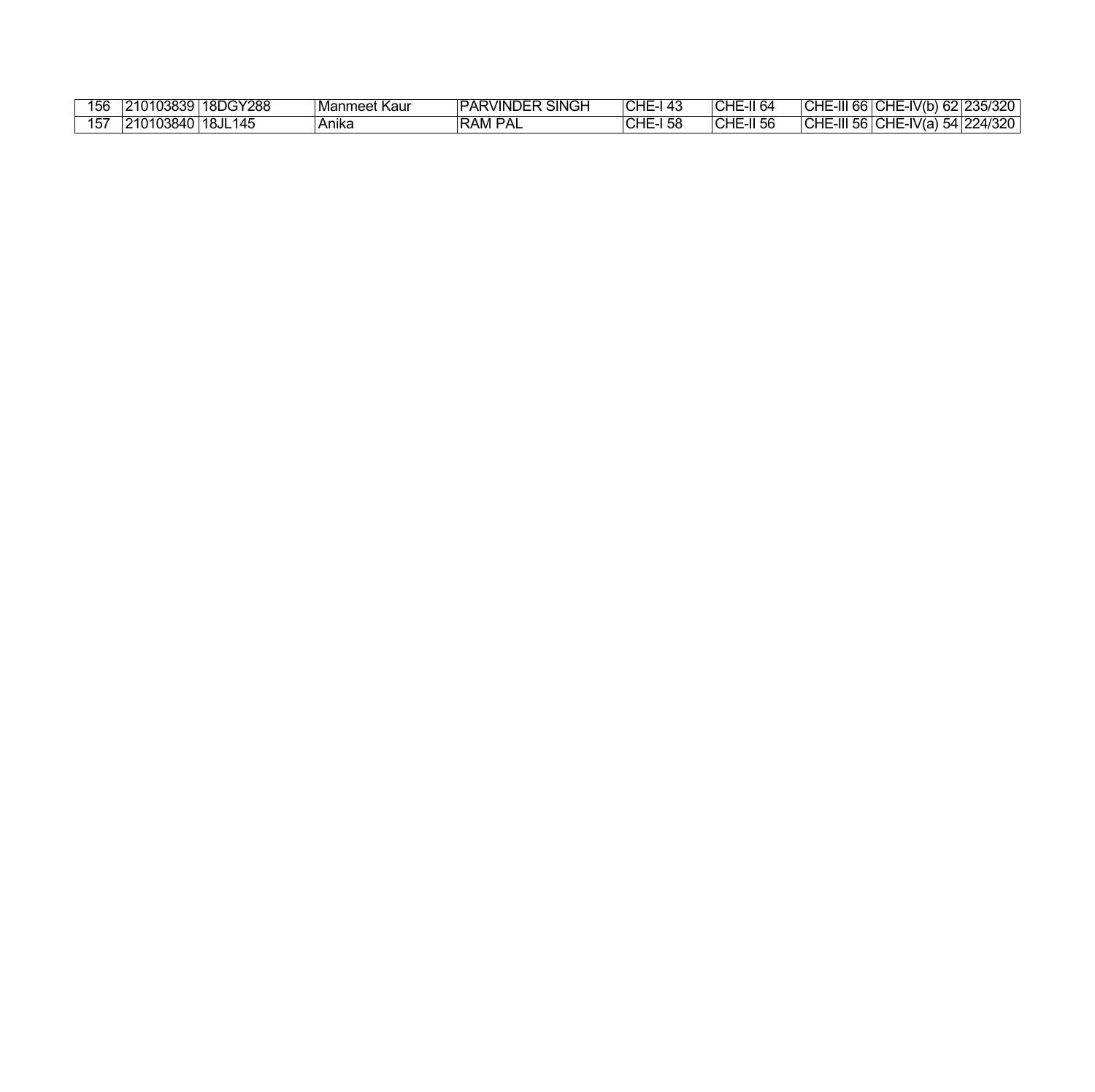| | | | | | | | | | |
|---|---|---|---|---|---|---|---|---|---|
| 156 | 210103839 | 18DGY288 | Manmeet Kaur | PARVINDER SINGH | CHE-I 43 | CHE-II 64 | CHE-III 66 | CHE-IV(b) 62 | 235/320 |
| 157 | 210103840 | 18JL145 | Anika | RAM PAL | CHE-I 58 | CHE-II 56 | CHE-III 56 | CHE-IV(a) 54 | 224/320 |